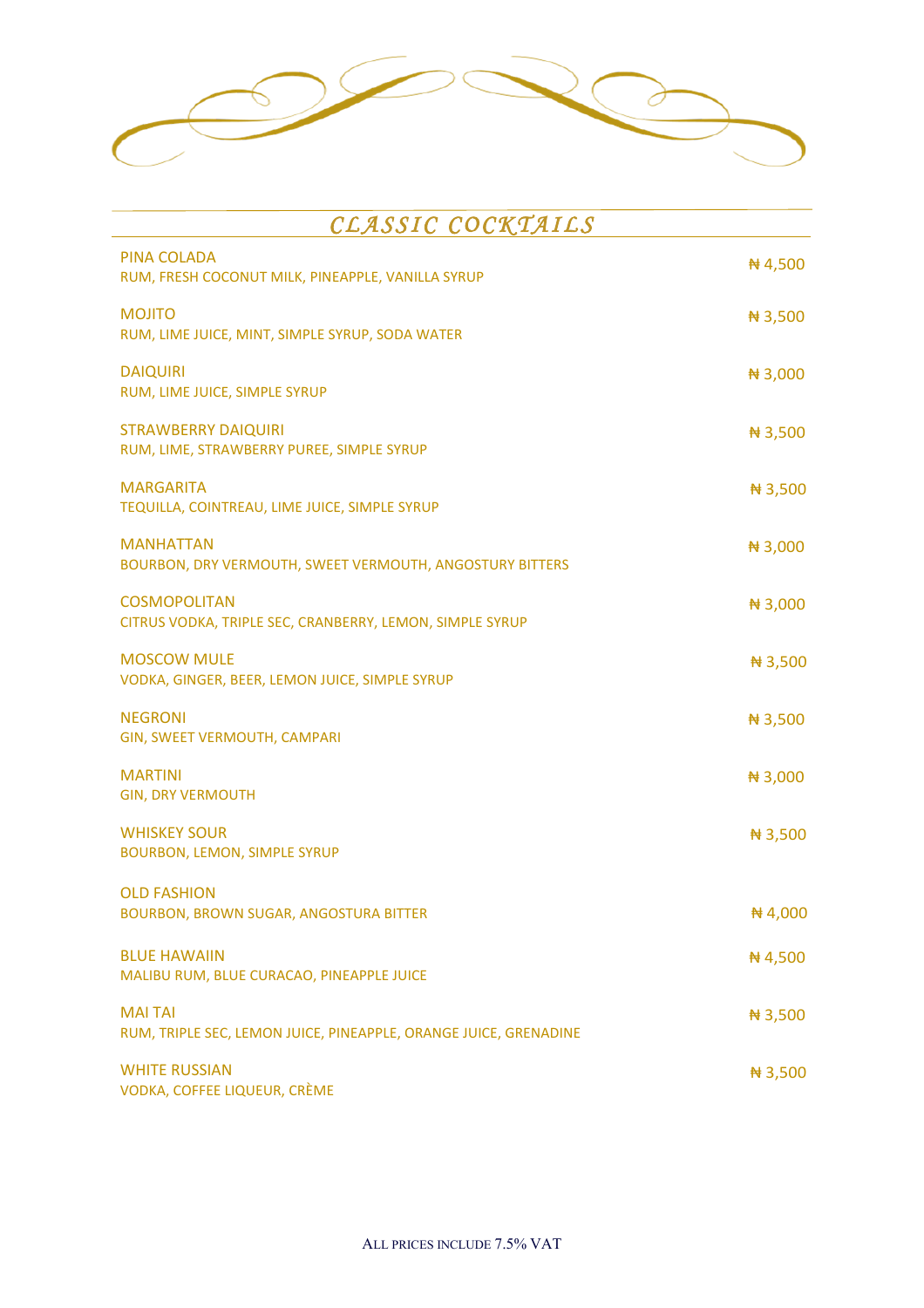# CLASSIC COCKTAILS

**PINA COLADA**
RUM, FRESH COCONUT MILK, PINEAPPLE, VANILLA SYRUP — ₦ 4,500

**MOJITO**
RUM, LIME JUICE, MINT, SIMPLE SYRUP, SODA WATER — ₦ 3,500

**DAIQUIRI**
RUM, LIME JUICE, SIMPLE SYRUP — ₦ 3,000

**STRAWBERRY DAIQUIRI**
RUM, LIME, STRAWBERRY PUREE, SIMPLE SYRUP — ₦ 3,500

**MARGARITA**
TEQUILLA, COINTREAU, LIME JUICE, SIMPLE SYRUP — ₦ 3,500

**MANHATTAN**
BOURBON, DRY VERMOUTH, SWEET VERMOUTH, ANGOSTURY BITTERS — ₦ 3,000

**COSMOPOLITAN**
CITRUS VODKA, TRIPLE SEC, CRANBERRY, LEMON, SIMPLE SYRUP — ₦ 3,000

**MOSCOW MULE**
VODKA, GINGER, BEER, LEMON JUICE, SIMPLE SYRUP — ₦ 3,500

**NEGRONI**
GIN, SWEET VERMOUTH, CAMPARI — ₦ 3,500

**MARTINI**
GIN, DRY VERMOUTH — ₦ 3,000

**WHISKEY SOUR**
BOURBON, LEMON, SIMPLE SYRUP — ₦ 3,500

**OLD FASHION**
BOURBON, BROWN SUGAR, ANGOSTURA BITTER — ₦ 4,000

**BLUE HAWAIIN**
MALIBU RUM, BLUE CURACAO, PINEAPPLE JUICE — ₦ 4,500

**MAI TAI**
RUM, TRIPLE SEC, LEMON JUICE, PINEAPPLE, ORANGE JUICE, GRENADINE — ₦ 3,500

**WHITE RUSSIAN**
VODKA, COFFEE LIQUEUR, CRÈME — ₦ 3,500

ALL PRICES INCLUDE 7.5% VAT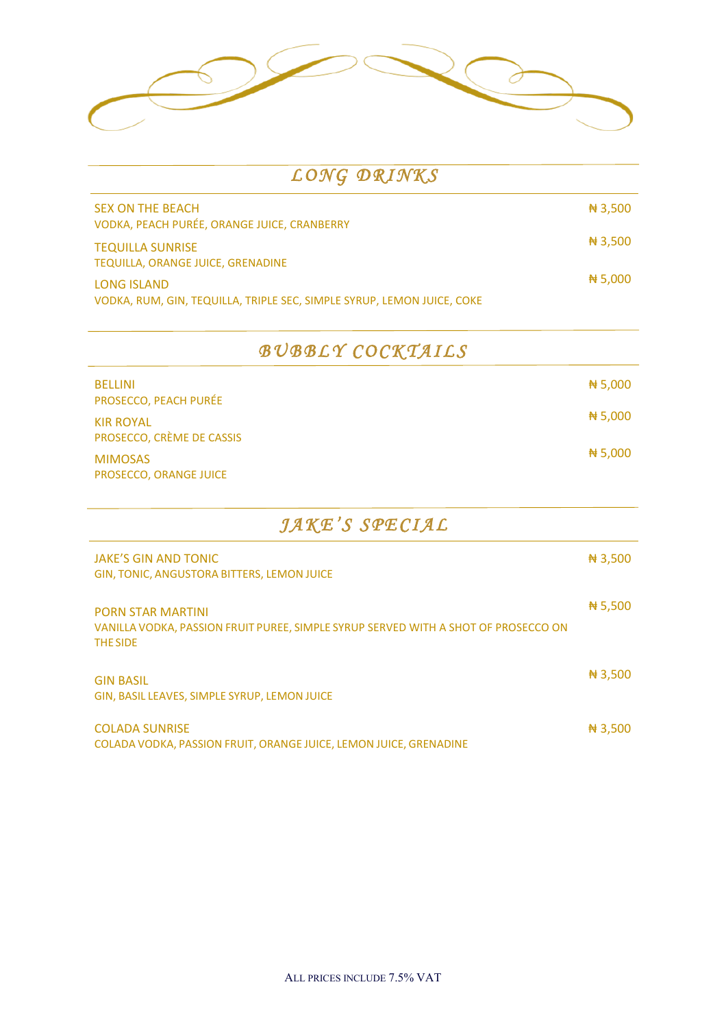## *LONG DRINKS*

| | |
|---|---|
| SEX ON THE BEACH<br>VODKA, PEACH PURÉE, ORANGE JUICE, CRANBERRY | ₦ 3,500 |
| TEQUILLA SUNRISE<br>TEQUILLA, ORANGE JUICE, GRENADINE | ₦ 3,500 |
| LONG ISLAND<br>VODKA, RUM, GIN, TEQUILLA, TRIPLE SEC, SIMPLE SYRUP, LEMON JUICE, COKE | ₦ 5,000 |

## *BUBBLY COCKTAILS*

| | |
|---|---|
| BELLINI<br>PROSECCO, PEACH PURÉE | ₦ 5,000 |
| KIR ROYAL<br>PROSECCO, CRÈME DE CASSIS | ₦ 5,000 |
| MIMOSAS<br>PROSECCO, ORANGE JUICE | ₦ 5,000 |

## *JAKE'S SPECIAL*

| | |
|---|---|
| JAKE'S GIN AND TONIC<br>GIN, TONIC, ANGUSTORA BITTERS, LEMON JUICE | ₦ 3,500 |
| PORN STAR MARTINI<br>VANILLA VODKA, PASSION FRUIT PUREE, SIMPLE SYRUP SERVED WITH A SHOT OF PROSECCO ON THE SIDE | ₦ 5,500 |
| GIN BASIL<br>GIN, BASIL LEAVES, SIMPLE SYRUP, LEMON JUICE | ₦ 3,500 |
| COLADA SUNRISE<br>COLADA VODKA, PASSION FRUIT, ORANGE JUICE, LEMON JUICE, GRENADINE | ₦ 3,500 |

ALL PRICES INCLUDE 7.5% VAT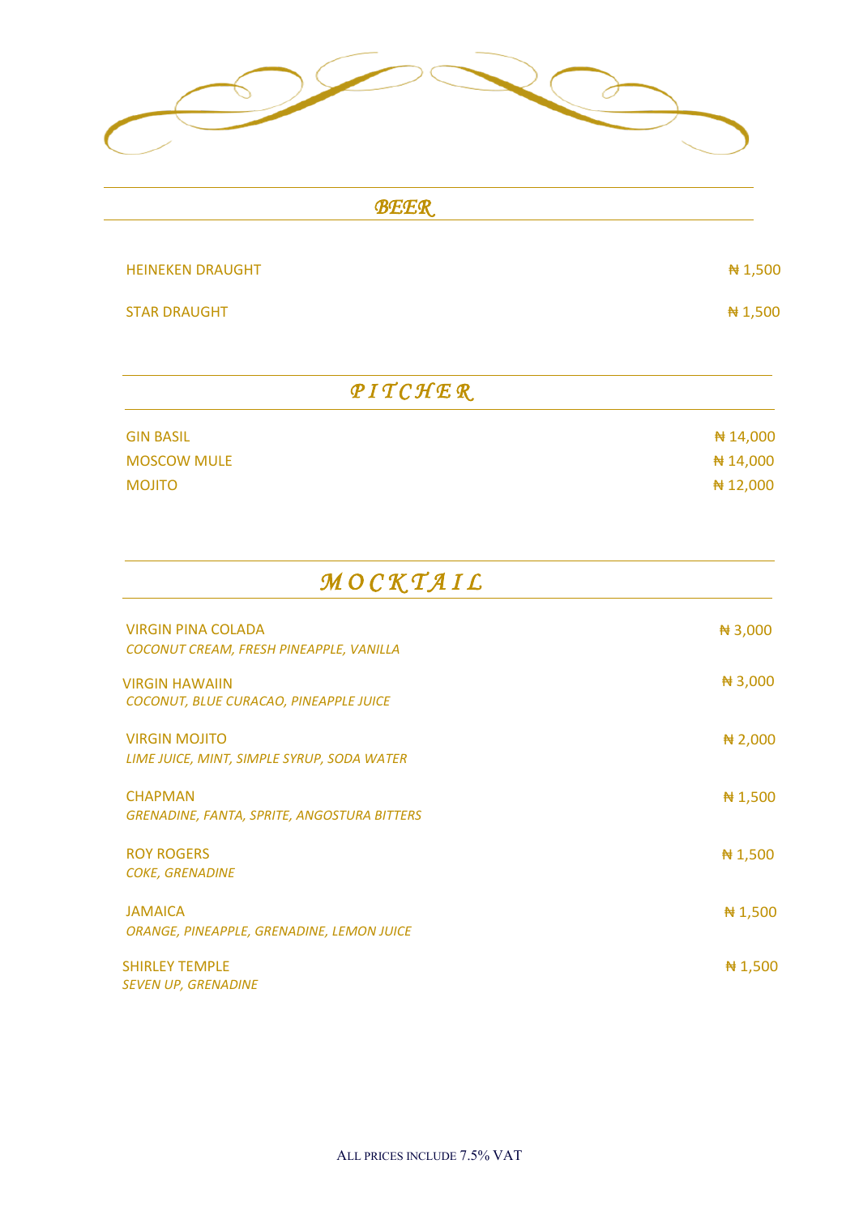## BEER

| | |
|---|---|
| HEINEKEN DRAUGHT | ₦ 1,500 |
| STAR DRAUGHT | ₦ 1,500 |

## PITCHER

| | |
|---|---|
| GIN BASIL | ₦ 14,000 |
| MOSCOW MULE | ₦ 14,000 |
| MOJITO | ₦ 12,000 |

## MOCKTAIL

VIRGIN PINA COLADA — ₦ 3,000
*COCONUT CREAM, FRESH PINEAPPLE, VANILLA*

VIRGIN HAWAIIN — ₦ 3,000
*COCONUT, BLUE CURACAO, PINEAPPLE JUICE*

VIRGIN MOJITO — ₦ 2,000
*LIME JUICE, MINT, SIMPLE SYRUP, SODA WATER*

CHAPMAN — ₦ 1,500
*GRENADINE, FANTA, SPRITE, ANGOSTURA BITTERS*

ROY ROGERS — ₦ 1,500
*COKE, GRENADINE*

JAMAICA — ₦ 1,500
*ORANGE, PINEAPPLE, GRENADINE, LEMON JUICE*

SHIRLEY TEMPLE — ₦ 1,500
*SEVEN UP, GRENADINE*

ALL PRICES INCLUDE 7.5% VAT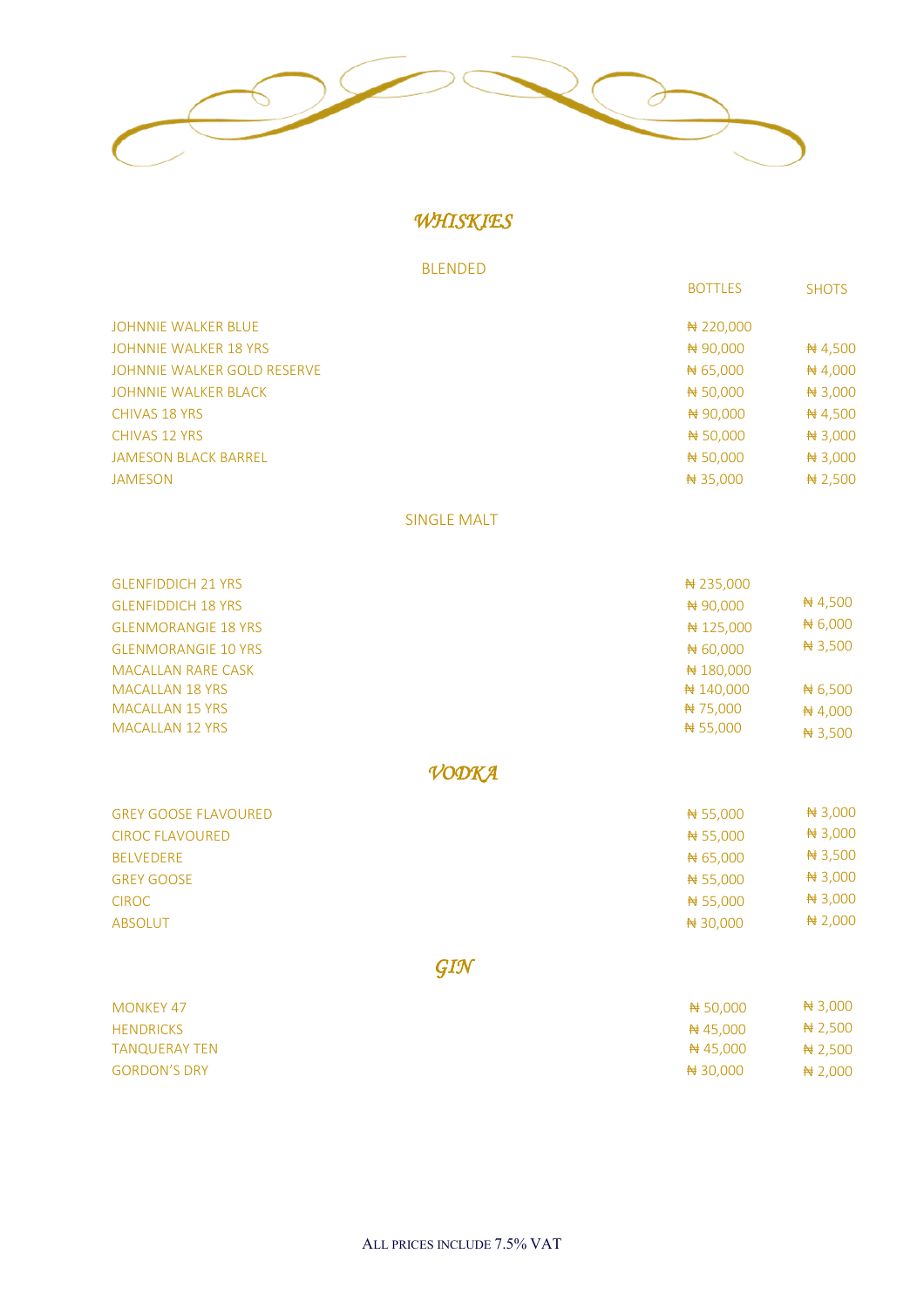# *WHISKIES*

## BLENDED

| | BOTTLES | SHOTS |
|---|---|---|
| JOHNNIE WALKER BLUE | ₦ 220,000 | |
| JOHNNIE WALKER 18 YRS | ₦ 90,000 | ₦ 4,500 |
| JOHNNIE WALKER GOLD RESERVE | ₦ 65,000 | ₦ 4,000 |
| JOHNNIE WALKER BLACK | ₦ 50,000 | ₦ 3,000 |
| CHIVAS 18 YRS | ₦ 90,000 | ₦ 4,500 |
| CHIVAS 12 YRS | ₦ 50,000 | ₦ 3,000 |
| JAMESON BLACK BARREL | ₦ 50,000 | ₦ 3,000 |
| JAMESON | ₦ 35,000 | ₦ 2,500 |

## SINGLE MALT

| | | |
|---|---|---|
| GLENFIDDICH 21 YRS | ₦ 235,000 | |
| GLENFIDDICH 18 YRS | ₦ 90,000 | ₦ 4,500 |
| GLENMORANGIE 18 YRS | ₦ 125,000 | ₦ 6,000 |
| GLENMORANGIE 10 YRS | ₦ 60,000 | ₦ 3,500 |
| MACALLAN RARE CASK | ₦ 180,000 | |
| MACALLAN 18 YRS | ₦ 140,000 | ₦ 6,500 |
| MACALLAN 15 YRS | ₦ 75,000 | ₦ 4,000 |
| MACALLAN 12 YRS | ₦ 55,000 | ₦ 3,500 |

# *VODKA*

| | | |
|---|---|---|
| GREY GOOSE FLAVOURED | ₦ 55,000 | ₦ 3,000 |
| CIROC FLAVOURED | ₦ 55,000 | ₦ 3,000 |
| BELVEDERE | ₦ 65,000 | ₦ 3,500 |
| GREY GOOSE | ₦ 55,000 | ₦ 3,000 |
| CIROC | ₦ 55,000 | ₦ 3,000 |
| ABSOLUT | ₦ 30,000 | ₦ 2,000 |

# *GIN*

| | | |
|---|---|---|
| MONKEY 47 | ₦ 50,000 | ₦ 3,000 |
| HENDRICKS | ₦ 45,000 | ₦ 2,500 |
| TANQUERAY TEN | ₦ 45,000 | ₦ 2,500 |
| GORDON'S DRY | ₦ 30,000 | ₦ 2,000 |

ALL PRICES INCLUDE 7.5% VAT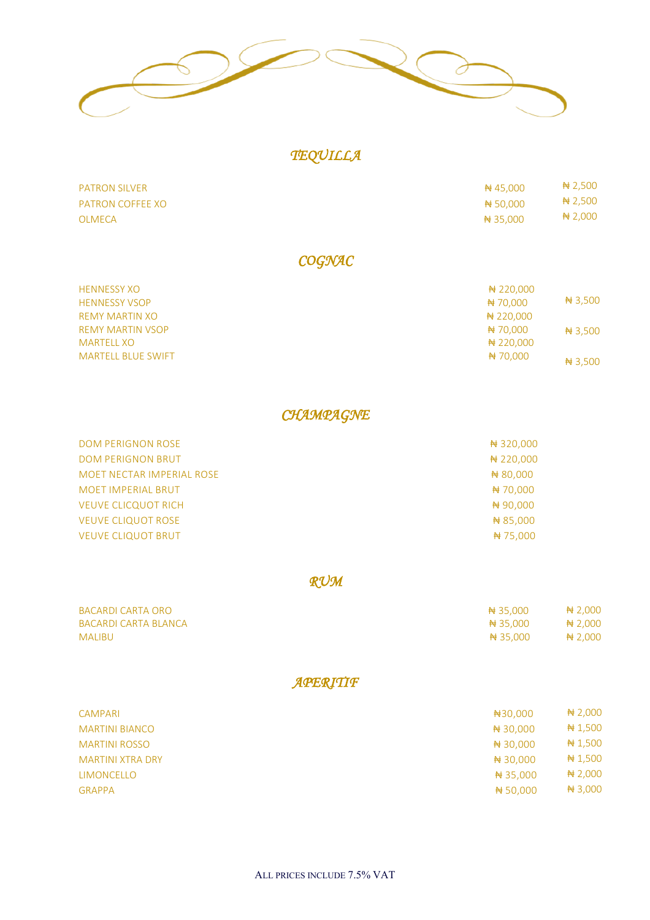## *TEQUILLA*

| | | |
|---|---|---|
| PATRON SILVER | ₦ 45,000 | ₦ 2,500 |
| PATRON COFFEE XO | ₦ 50,000 | ₦ 2,500 |
| OLMECA | ₦ 35,000 | ₦ 2,000 |

## *COGNAC*

| | | |
|---|---|---|
| HENNESSY XO | ₦ 220,000 | |
| HENNESSY VSOP | ₦ 70,000 | ₦ 3,500 |
| REMY MARTIN XO | ₦ 220,000 | |
| REMY MARTIN VSOP | ₦ 70,000 | ₦ 3,500 |
| MARTELL XO | ₦ 220,000 | |
| MARTELL BLUE SWIFT | ₦ 70,000 | ₦ 3,500 |

## *CHAMPAGNE*

| | |
|---|---|
| DOM PERIGNON ROSE | ₦ 320,000 |
| DOM PERIGNON BRUT | ₦ 220,000 |
| MOET NECTAR IMPERIAL ROSE | ₦ 80,000 |
| MOET IMPERIAL BRUT | ₦ 70,000 |
| VEUVE CLICQUOT RICH | ₦ 90,000 |
| VEUVE CLIQUOT ROSE | ₦ 85,000 |
| VEUVE CLIQUOT BRUT | ₦ 75,000 |

## *RUM*

| | | |
|---|---|---|
| BACARDI CARTA ORO | ₦ 35,000 | ₦ 2,000 |
| BACARDI CARTA BLANCA | ₦ 35,000 | ₦ 2,000 |
| MALIBU | ₦ 35,000 | ₦ 2,000 |

## *APERITIF*

| | | |
|---|---|---|
| CAMPARI | ₦30,000 | ₦ 2,000 |
| MARTINI BIANCO | ₦ 30,000 | ₦ 1,500 |
| MARTINI ROSSO | ₦ 30,000 | ₦ 1,500 |
| MARTINI XTRA DRY | ₦ 30,000 | ₦ 1,500 |
| LIMONCELLO | ₦ 35,000 | ₦ 2,000 |
| GRAPPA | ₦ 50,000 | ₦ 3,000 |

ALL PRICES INCLUDE 7.5% VAT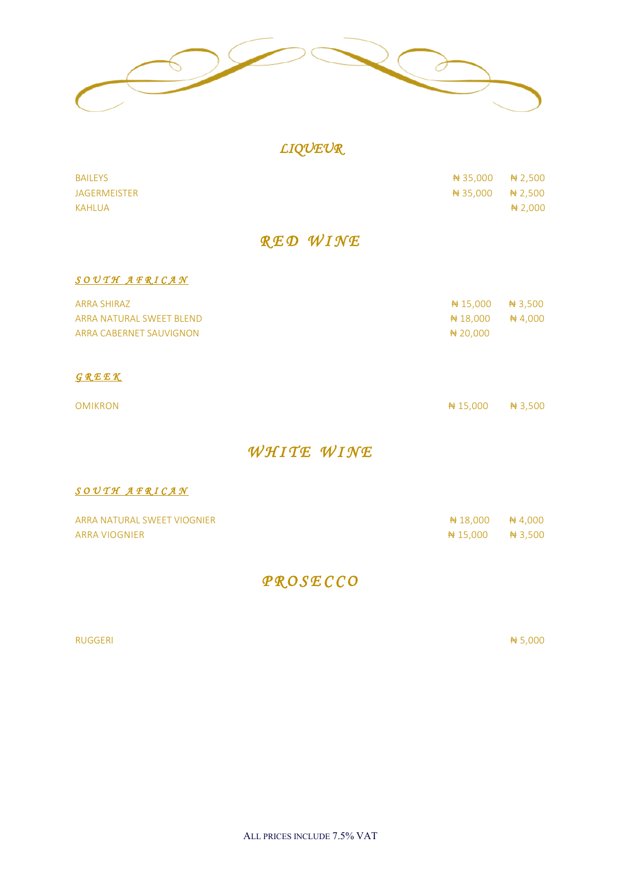## *LIQUEUR*

| | | |
|---|---|---|
| BAILEYS | ₦ 35,000 | ₦ 2,500 |
| JAGERMEISTER | ₦ 35,000 | ₦ 2,500 |
| KAHLUA | | ₦ 2,000 |

## *RED WINE*

### *SOUTH AFRICAN*

| | | |
|---|---|---|
| ARRA SHIRAZ | ₦ 15,000 | ₦ 3,500 |
| ARRA NATURAL SWEET BLEND | ₦ 18,000 | ₦ 4,000 |
| ARRA CABERNET SAUVIGNON | ₦ 20,000 | |

### *GREEK*

| | | |
|---|---|---|
| OMIKRON | ₦ 15,000 | ₦ 3,500 |

## *WHITE WINE*

### *SOUTH AFRICAN*

| | | |
|---|---|---|
| ARRA NATURAL SWEET VIOGNIER | ₦ 18,000 | ₦ 4,000 |
| ARRA VIOGNIER | ₦ 15,000 | ₦ 3,500 |

## *PROSECCO*

| | | |
|---|---|---|
| RUGGERI | | ₦ 5,000 |

ALL PRICES INCLUDE 7.5% VAT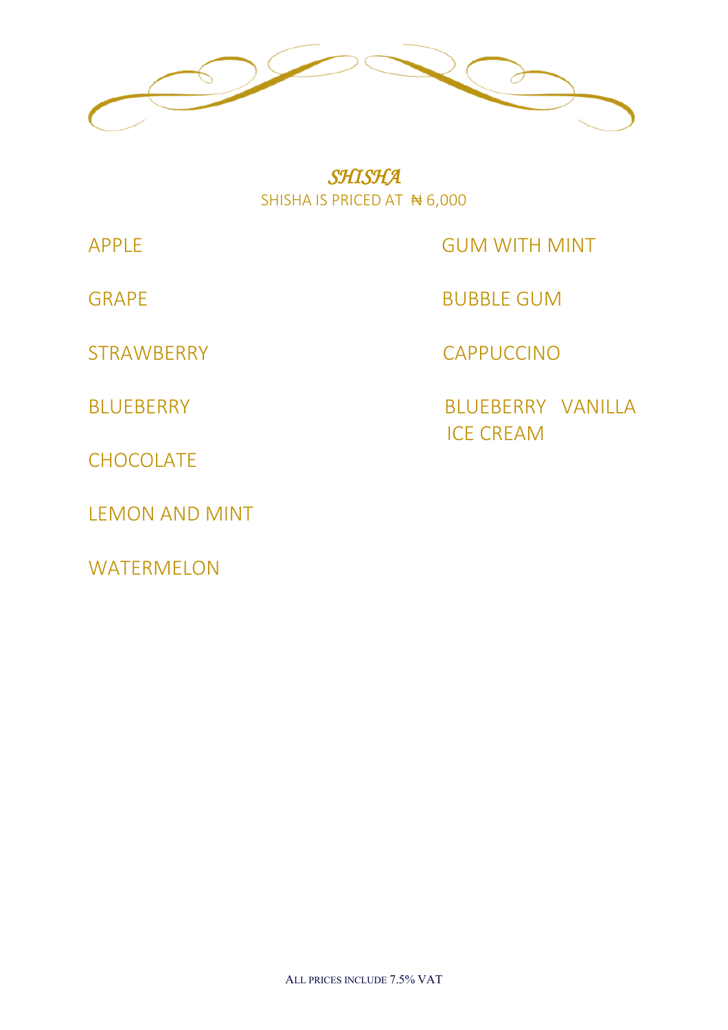## *SHISHA*

SHISHA IS PRICED AT ₦ 6,000

APPLE

GRAPE

STRAWBERRY

BLUEBERRY

CHOCOLATE

LEMON AND MINT

WATERMELON

GUM WITH MINT

BUBBLE GUM

CAPPUCCINO

BLUEBERRY VANILLA ICE CREAM

ALL PRICES INCLUDE 7.5% VAT